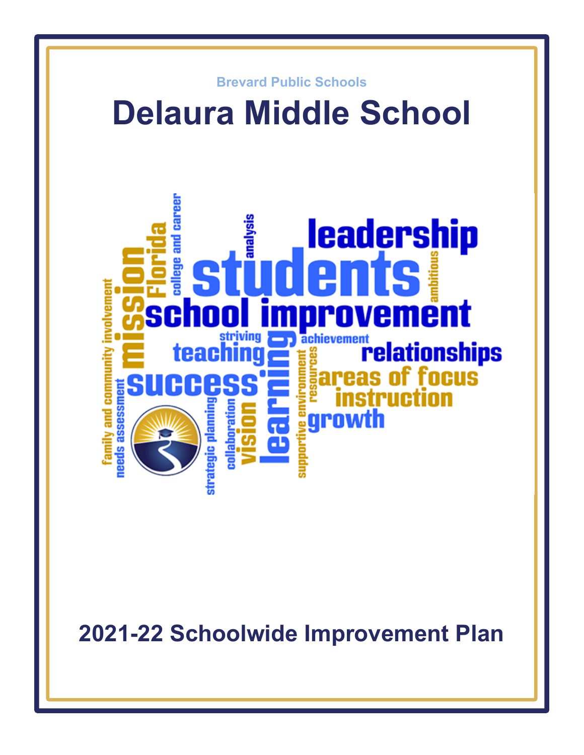Brevard Public Schools

# Delaura Middle School

## 2021-22 Schoolwide Improvement Plan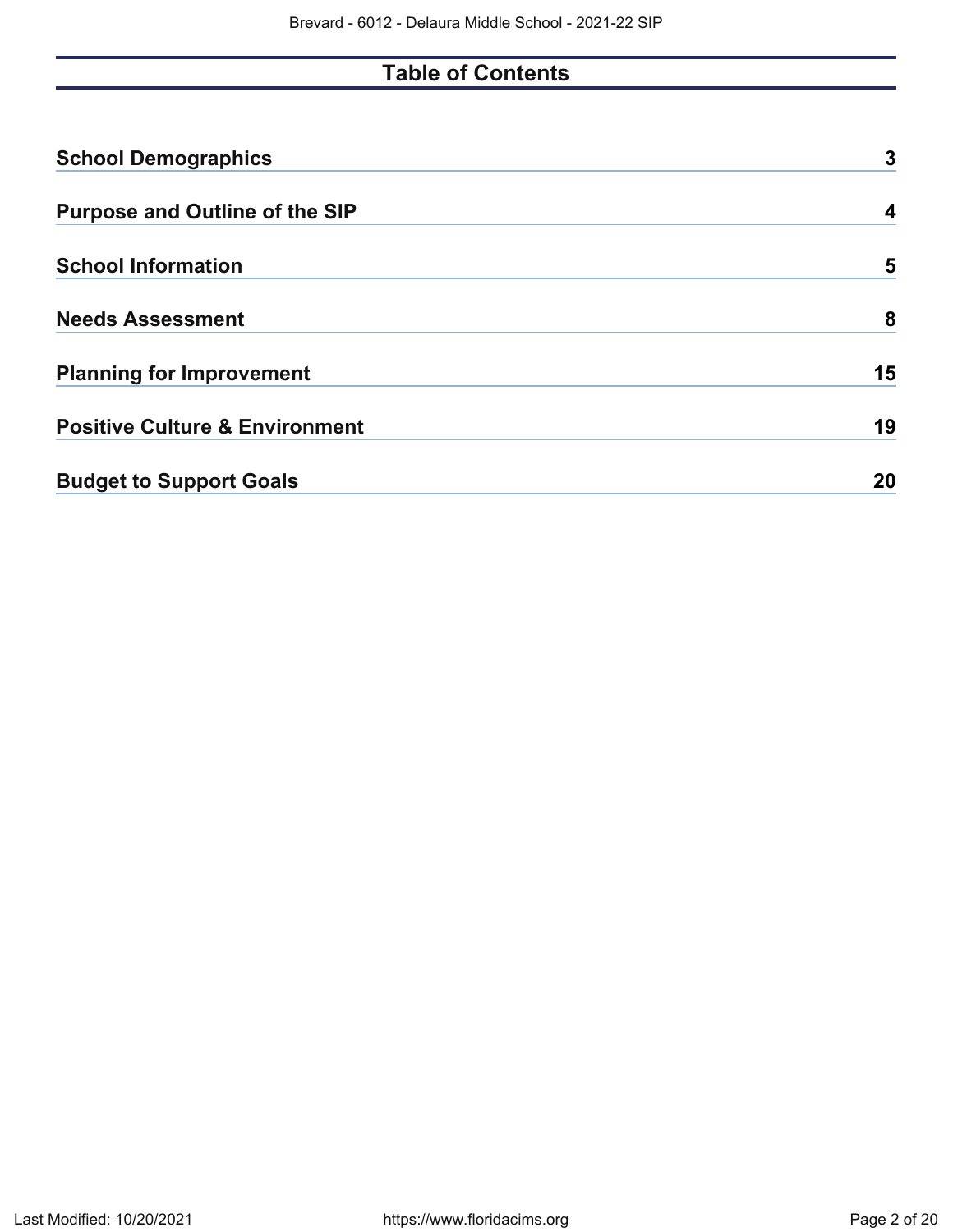# Table of Contents

| | |
|---|---|
| **School Demographics** | **3** |
| **Purpose and Outline of the SIP** | **4** |
| **School Information** | **5** |
| **Needs Assessment** | **8** |
| **Planning for Improvement** | **15** |
| **Positive Culture & Environment** | **19** |
| **Budget to Support Goals** | **20** |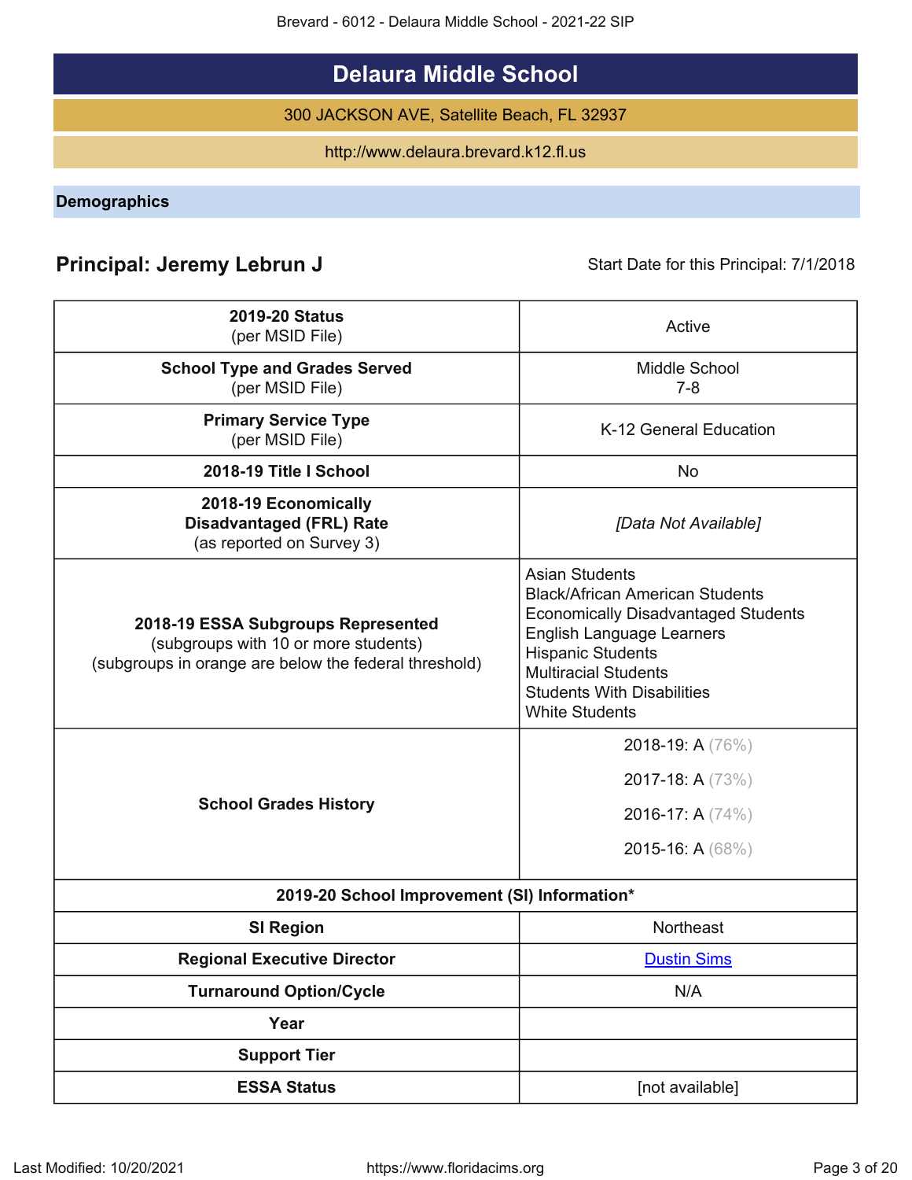# Delaura Middle School

300 JACKSON AVE, Satellite Beach, FL 32937

http://www.delaura.brevard.k12.fl.us

## Demographics

**Principal: Jeremy Lebrun J** 

Start Date for this Principal: 7/1/2018

| | |
|---|---|
| **2019-20 Status** (per MSID File) | Active |
| **School Type and Grades Served** (per MSID File) | Middle School 7-8 |
| **Primary Service Type** (per MSID File) | K-12 General Education |
| **2018-19 Title I School** | No |
| **2018-19 Economically Disadvantaged (FRL) Rate** (as reported on Survey 3) | *[Data Not Available]* |
| **2018-19 ESSA Subgroups Represented** (subgroups with 10 or more students) (subgroups in orange are below the federal threshold) | Asian Students<br>Black/African American Students<br>Economically Disadvantaged Students<br>English Language Learners<br>Hispanic Students<br>Multiracial Students<br>Students With Disabilities<br>White Students |
| **School Grades History** | 2018-19: A (76%)<br>2017-18: A (73%)<br>2016-17: A (74%)<br>2015-16: A (68%) |
| **2019-20 School Improvement (SI) Information*** | |
| **SI Region** | Northeast |
| **Regional Executive Director** | Dustin Sims |
| **Turnaround Option/Cycle** | N/A |
| **Year** | |
| **Support Tier** | |
| **ESSA Status** | [not available] |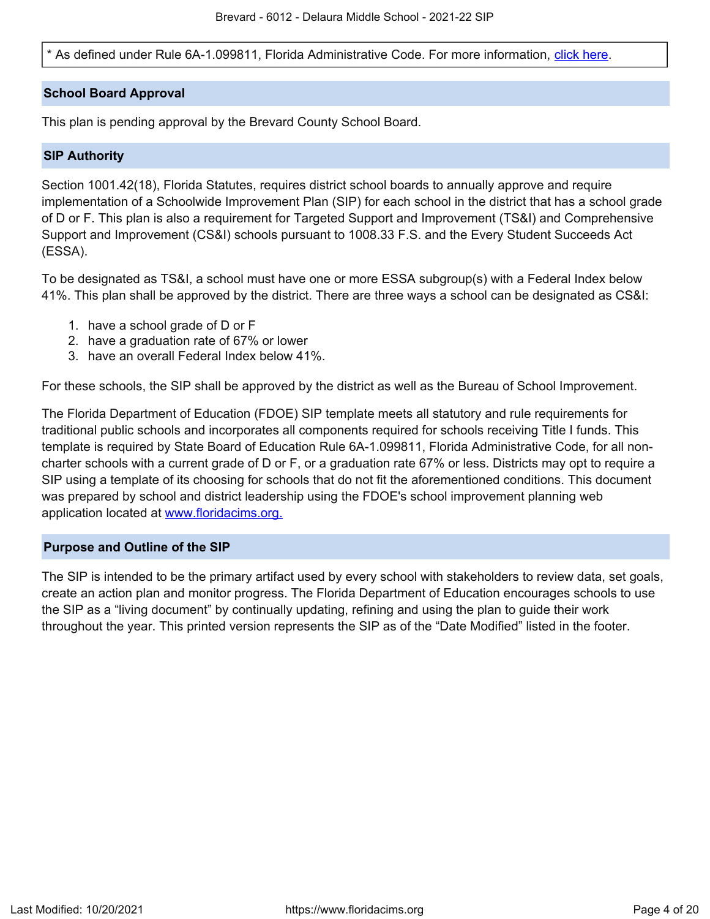* As defined under Rule 6A-1.099811, Florida Administrative Code. For more information, [click here](#).

## School Board Approval

This plan is pending approval by the Brevard County School Board.

## SIP Authority

Section 1001.42(18), Florida Statutes, requires district school boards to annually approve and require implementation of a Schoolwide Improvement Plan (SIP) for each school in the district that has a school grade of D or F. This plan is also a requirement for Targeted Support and Improvement (TS&I) and Comprehensive Support and Improvement (CS&I) schools pursuant to 1008.33 F.S. and the Every Student Succeeds Act (ESSA).

To be designated as TS&I, a school must have one or more ESSA subgroup(s) with a Federal Index below 41%. This plan shall be approved by the district. There are three ways a school can be designated as CS&I:

1. have a school grade of D or F
2. have a graduation rate of 67% or lower
3. have an overall Federal Index below 41%.

For these schools, the SIP shall be approved by the district as well as the Bureau of School Improvement.

The Florida Department of Education (FDOE) SIP template meets all statutory and rule requirements for traditional public schools and incorporates all components required for schools receiving Title I funds. This template is required by State Board of Education Rule 6A-1.099811, Florida Administrative Code, for all non-charter schools with a current grade of D or F, or a graduation rate 67% or less. Districts may opt to require a SIP using a template of its choosing for schools that do not fit the aforementioned conditions. This document was prepared by school and district leadership using the FDOE's school improvement planning web application located at [www.floridacims.org.](https://www.floridacims.org)

## Purpose and Outline of the SIP

The SIP is intended to be the primary artifact used by every school with stakeholders to review data, set goals, create an action plan and monitor progress. The Florida Department of Education encourages schools to use the SIP as a "living document" by continually updating, refining and using the plan to guide their work throughout the year. This printed version represents the SIP as of the "Date Modified" listed in the footer.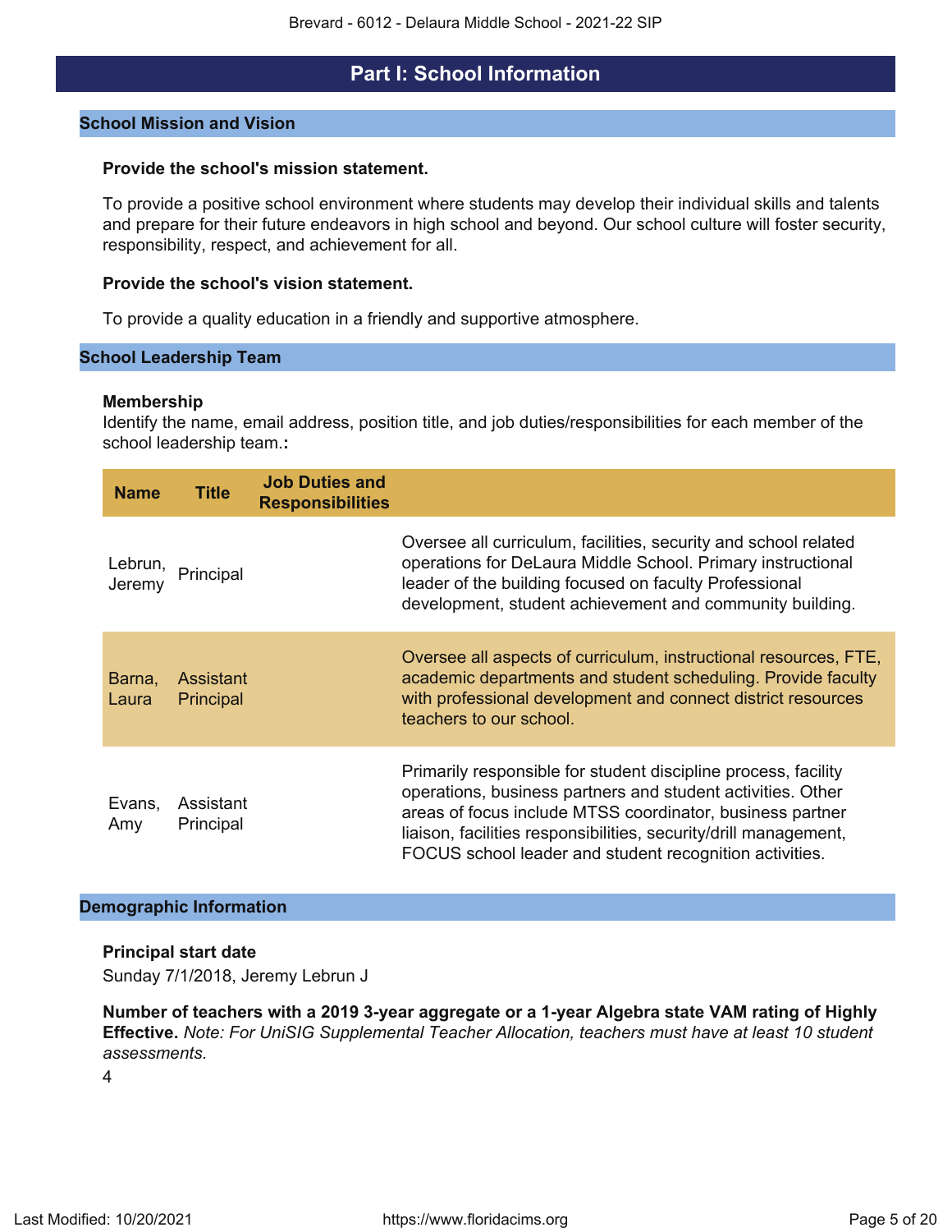# Part I: School Information

## School Mission and Vision

**Provide the school's mission statement.**

To provide a positive school environment where students may develop their individual skills and talents and prepare for their future endeavors in high school and beyond. Our school culture will foster security, responsibility, respect, and achievement for all.

**Provide the school's vision statement.**

To provide a quality education in a friendly and supportive atmosphere.

## School Leadership Team

**Membership**
Identify the name, email address, position title, and job duties/responsibilities for each member of the school leadership team.**:**

| Name | Title | Job Duties and Responsibilities | |
|---|---|---|---|
| Lebrun, Jeremy | Principal | | Oversee all curriculum, facilities, security and school related operations for DeLaura Middle School. Primary instructional leader of the building focused on faculty Professional development, student achievement and community building. |
| Barna, Laura | Assistant Principal | | Oversee all aspects of curriculum, instructional resources, FTE, academic departments and student scheduling. Provide faculty with professional development and connect district resources teachers to our school. |
| Evans, Amy | Assistant Principal | | Primarily responsible for student discipline process, facility operations, business partners and student activities. Other areas of focus include MTSS coordinator, business partner liaison, facilities responsibilities, security/drill management, FOCUS school leader and student recognition activities. |

## Demographic Information

**Principal start date**
Sunday 7/1/2018, Jeremy Lebrun J

**Number of teachers with a 2019 3-year aggregate or a 1-year Algebra state VAM rating of Highly Effective.** *Note: For UniSIG Supplemental Teacher Allocation, teachers must have at least 10 student assessments.*
4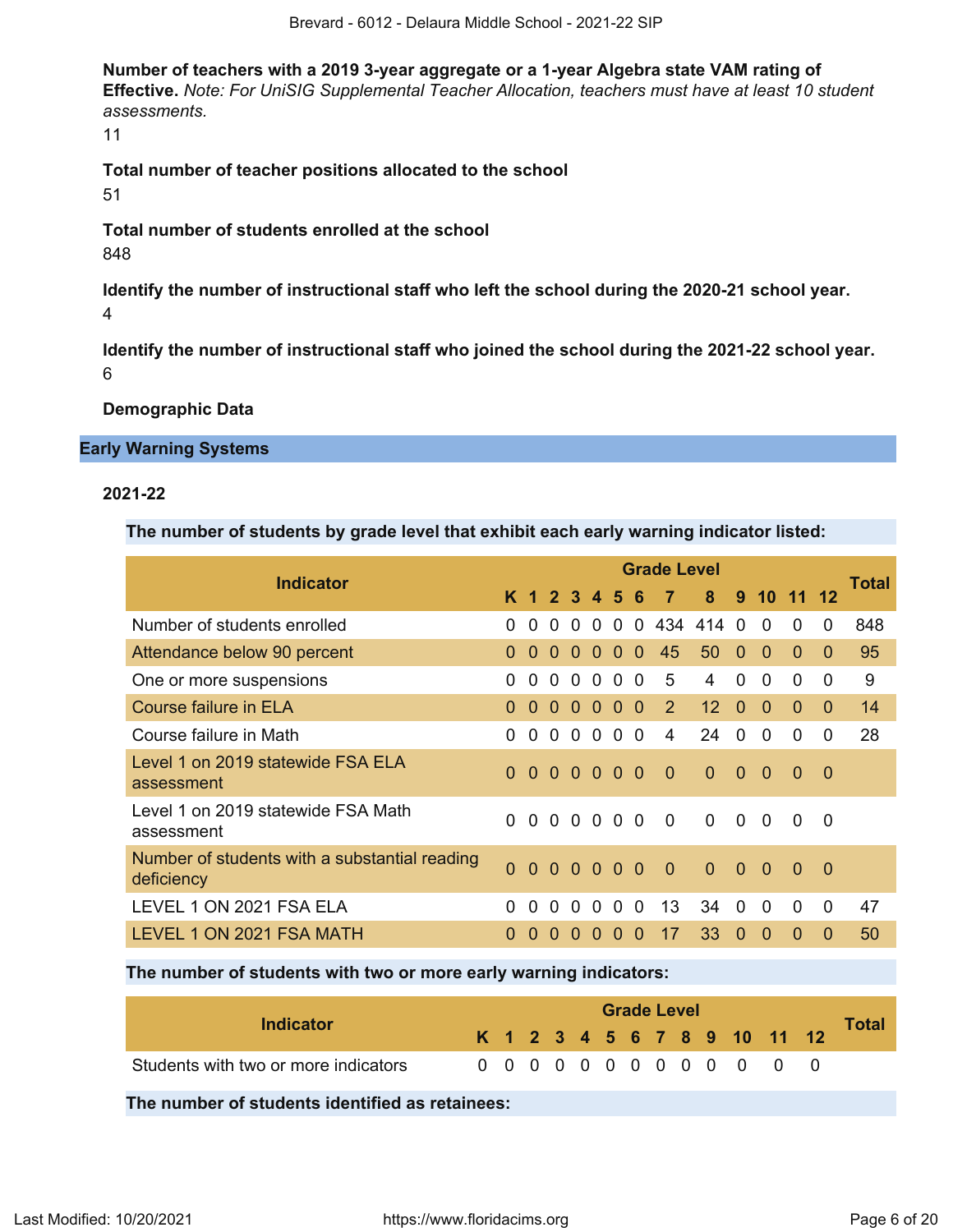**Number of teachers with a 2019 3-year aggregate or a 1-year Algebra state VAM rating of Effective.** *Note: For UniSIG Supplemental Teacher Allocation, teachers must have at least 10 student assessments.*

11

**Total number of teacher positions allocated to the school**

51

**Total number of students enrolled at the school**

848

**Identify the number of instructional staff who left the school during the 2020-21 school year.**

4

**Identify the number of instructional staff who joined the school during the 2021-22 school year.**

6

**Demographic Data**

## Early Warning Systems

### 2021-22

**The number of students by grade level that exhibit each early warning indicator listed:**

| Indicator | Grade Level | | | | | | | | | | | | | Total |
|---|---|---|---|---|---|---|---|---|---|---|---|---|---|---|
| | K | 1 | 2 | 3 | 4 | 5 | 6 | 7 | 8 | 9 | 10 | 11 | 12 | |
| Number of students enrolled | 0 | 0 | 0 | 0 | 0 | 0 | 0 | 434 | 414 | 0 | 0 | 0 | 0 | 848 |
| Attendance below 90 percent | 0 | 0 | 0 | 0 | 0 | 0 | 0 | 45 | 50 | 0 | 0 | 0 | 0 | 95 |
| One or more suspensions | 0 | 0 | 0 | 0 | 0 | 0 | 0 | 5 | 4 | 0 | 0 | 0 | 0 | 9 |
| Course failure in ELA | 0 | 0 | 0 | 0 | 0 | 0 | 0 | 2 | 12 | 0 | 0 | 0 | 0 | 14 |
| Course failure in Math | 0 | 0 | 0 | 0 | 0 | 0 | 0 | 4 | 24 | 0 | 0 | 0 | 0 | 28 |
| Level 1 on 2019 statewide FSA ELA assessment | 0 | 0 | 0 | 0 | 0 | 0 | 0 | 0 | 0 | 0 | 0 | 0 | 0 | |
| Level 1 on 2019 statewide FSA Math assessment | 0 | 0 | 0 | 0 | 0 | 0 | 0 | 0 | 0 | 0 | 0 | 0 | 0 | |
| Number of students with a substantial reading deficiency | 0 | 0 | 0 | 0 | 0 | 0 | 0 | 0 | 0 | 0 | 0 | 0 | 0 | |
| LEVEL 1 ON 2021 FSA ELA | 0 | 0 | 0 | 0 | 0 | 0 | 0 | 13 | 34 | 0 | 0 | 0 | 0 | 47 |
| LEVEL 1 ON 2021 FSA MATH | 0 | 0 | 0 | 0 | 0 | 0 | 0 | 17 | 33 | 0 | 0 | 0 | 0 | 50 |

**The number of students with two or more early warning indicators:**

| Indicator | Grade Level | | | | | | | | | | | | | Total |
|---|---|---|---|---|---|---|---|---|---|---|---|---|---|---|
| | K | 1 | 2 | 3 | 4 | 5 | 6 | 7 | 8 | 9 | 10 | 11 | 12 | |
| Students with two or more indicators | 0 | 0 | 0 | 0 | 0 | 0 | 0 | 0 | 0 | 0 | 0 | 0 | 0 | |

**The number of students identified as retainees:**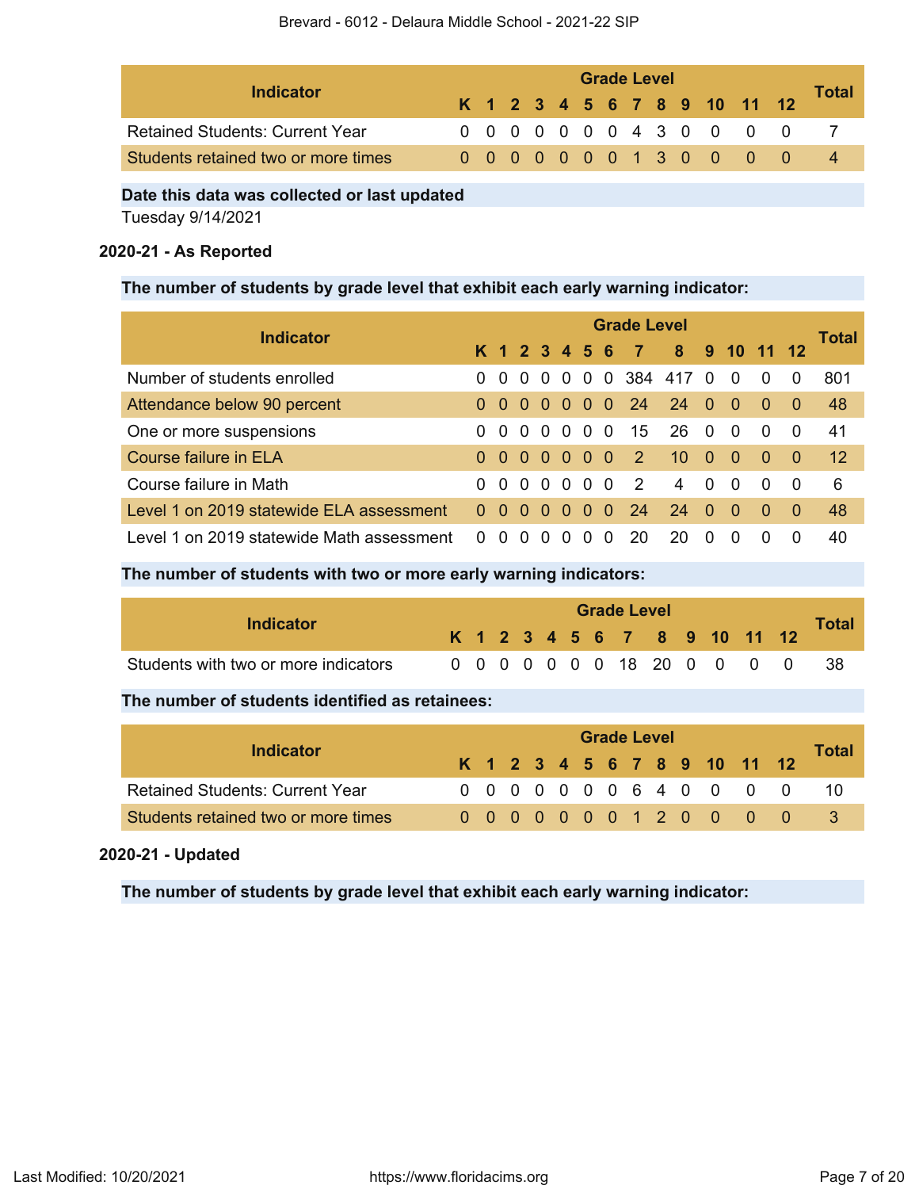| Indicator | Grade Level | | | | | | | | | | | | | Total |
|---|---|---|---|---|---|---|---|---|---|---|---|---|---|---|
| | K | 1 | 2 | 3 | 4 | 5 | 6 | 7 | 8 | 9 | 10 | 11 | 12 | |
| Retained Students: Current Year | 0 | 0 | 0 | 0 | 0 | 0 | 0 | 4 | 3 | 0 | 0 | 0 | 0 | 7 |
| Students retained two or more times | 0 | 0 | 0 | 0 | 0 | 0 | 0 | 1 | 3 | 0 | 0 | 0 | 0 | 4 |

**Date this data was collected or last updated**

Tuesday 9/14/2021

### 2020-21 - As Reported

**The number of students by grade level that exhibit each early warning indicator:**

| Indicator | Grade Level | | | | | | | | | | | | | Total |
|---|---|---|---|---|---|---|---|---|---|---|---|---|---|---|
| | K | 1 | 2 | 3 | 4 | 5 | 6 | 7 | 8 | 9 | 10 | 11 | 12 | |
| Number of students enrolled | 0 | 0 | 0 | 0 | 0 | 0 | 0 | 384 | 417 | 0 | 0 | 0 | 0 | 801 |
| Attendance below 90 percent | 0 | 0 | 0 | 0 | 0 | 0 | 0 | 24 | 24 | 0 | 0 | 0 | 0 | 48 |
| One or more suspensions | 0 | 0 | 0 | 0 | 0 | 0 | 0 | 15 | 26 | 0 | 0 | 0 | 0 | 41 |
| Course failure in ELA | 0 | 0 | 0 | 0 | 0 | 0 | 0 | 2 | 10 | 0 | 0 | 0 | 0 | 12 |
| Course failure in Math | 0 | 0 | 0 | 0 | 0 | 0 | 0 | 2 | 4 | 0 | 0 | 0 | 0 | 6 |
| Level 1 on 2019 statewide ELA assessment | 0 | 0 | 0 | 0 | 0 | 0 | 0 | 24 | 24 | 0 | 0 | 0 | 0 | 48 |
| Level 1 on 2019 statewide Math assessment | 0 | 0 | 0 | 0 | 0 | 0 | 0 | 20 | 20 | 0 | 0 | 0 | 0 | 40 |

**The number of students with two or more early warning indicators:**

| Indicator | Grade Level | | | | | | | | | | | | | Total |
|---|---|---|---|---|---|---|---|---|---|---|---|---|---|---|
| | K | 1 | 2 | 3 | 4 | 5 | 6 | 7 | 8 | 9 | 10 | 11 | 12 | |
| Students with two or more indicators | 0 | 0 | 0 | 0 | 0 | 0 | 0 | 18 | 20 | 0 | 0 | 0 | 0 | 38 |

**The number of students identified as retainees:**

| Indicator | Grade Level | | | | | | | | | | | | | Total |
|---|---|---|---|---|---|---|---|---|---|---|---|---|---|---|
| | K | 1 | 2 | 3 | 4 | 5 | 6 | 7 | 8 | 9 | 10 | 11 | 12 | |
| Retained Students: Current Year | 0 | 0 | 0 | 0 | 0 | 0 | 0 | 6 | 4 | 0 | 0 | 0 | 0 | 10 |
| Students retained two or more times | 0 | 0 | 0 | 0 | 0 | 0 | 0 | 1 | 2 | 0 | 0 | 0 | 0 | 3 |

### 2020-21 - Updated

**The number of students by grade level that exhibit each early warning indicator:**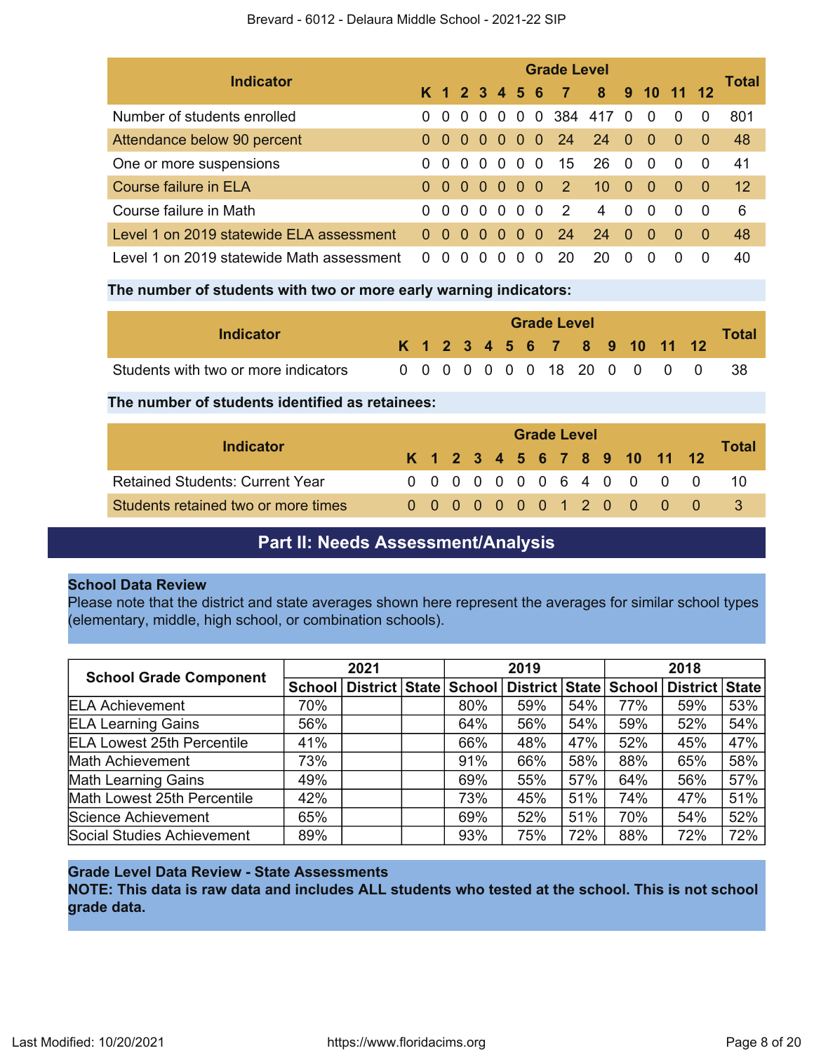| Indicator | Grade Level | | | | | | | | | | | | | Total |
|---|---|---|---|---|---|---|---|---|---|---|---|---|---|---|
| | K | 1 | 2 | 3 | 4 | 5 | 6 | 7 | 8 | 9 | 10 | 11 | 12 | |
| Number of students enrolled | 0 | 0 | 0 | 0 | 0 | 0 | 0 | 384 | 417 | 0 | 0 | 0 | 0 | 801 |
| Attendance below 90 percent | 0 | 0 | 0 | 0 | 0 | 0 | 0 | 24 | 24 | 0 | 0 | 0 | 0 | 48 |
| One or more suspensions | 0 | 0 | 0 | 0 | 0 | 0 | 0 | 15 | 26 | 0 | 0 | 0 | 0 | 41 |
| Course failure in ELA | 0 | 0 | 0 | 0 | 0 | 0 | 0 | 2 | 10 | 0 | 0 | 0 | 0 | 12 |
| Course failure in Math | 0 | 0 | 0 | 0 | 0 | 0 | 0 | 2 | 4 | 0 | 0 | 0 | 0 | 6 |
| Level 1 on 2019 statewide ELA assessment | 0 | 0 | 0 | 0 | 0 | 0 | 0 | 24 | 24 | 0 | 0 | 0 | 0 | 48 |
| Level 1 on 2019 statewide Math assessment | 0 | 0 | 0 | 0 | 0 | 0 | 0 | 20 | 20 | 0 | 0 | 0 | 0 | 40 |

**The number of students with two or more early warning indicators:**

| Indicator | Grade Level | | | | | | | | | | | | | Total |
|---|---|---|---|---|---|---|---|---|---|---|---|---|---|---|
| | K | 1 | 2 | 3 | 4 | 5 | 6 | 7 | 8 | 9 | 10 | 11 | 12 | |
| Students with two or more indicators | 0 | 0 | 0 | 0 | 0 | 0 | 0 | 18 | 20 | 0 | 0 | 0 | 0 | 38 |

**The number of students identified as retainees:**

| Indicator | Grade Level | | | | | | | | | | | | | Total |
|---|---|---|---|---|---|---|---|---|---|---|---|---|---|---|
| | K | 1 | 2 | 3 | 4 | 5 | 6 | 7 | 8 | 9 | 10 | 11 | 12 | |
| Retained Students: Current Year | 0 | 0 | 0 | 0 | 0 | 0 | 0 | 6 | 4 | 0 | 0 | 0 | 0 | 10 |
| Students retained two or more times | 0 | 0 | 0 | 0 | 0 | 0 | 0 | 1 | 2 | 0 | 0 | 0 | 0 | 3 |

## Part II: Needs Assessment/Analysis

### School Data Review

Please note that the district and state averages shown here represent the averages for similar school types (elementary, middle, high school, or combination schools).

| School Grade Component | 2021 | | | 2019 | | | 2018 | | |
|---|---|---|---|---|---|---|---|---|---|
| | School | District | State | School | District | State | School | District | State |
| ELA Achievement | 70% | | | 80% | 59% | 54% | 77% | 59% | 53% |
| ELA Learning Gains | 56% | | | 64% | 56% | 54% | 59% | 52% | 54% |
| ELA Lowest 25th Percentile | 41% | | | 66% | 48% | 47% | 52% | 45% | 47% |
| Math Achievement | 73% | | | 91% | 66% | 58% | 88% | 65% | 58% |
| Math Learning Gains | 49% | | | 69% | 55% | 57% | 64% | 56% | 57% |
| Math Lowest 25th Percentile | 42% | | | 73% | 45% | 51% | 74% | 47% | 51% |
| Science Achievement | 65% | | | 69% | 52% | 51% | 70% | 54% | 52% |
| Social Studies Achievement | 89% | | | 93% | 75% | 72% | 88% | 72% | 72% |

### Grade Level Data Review - State Assessments

**NOTE: This data is raw data and includes ALL students who tested at the school. This is not school grade data.**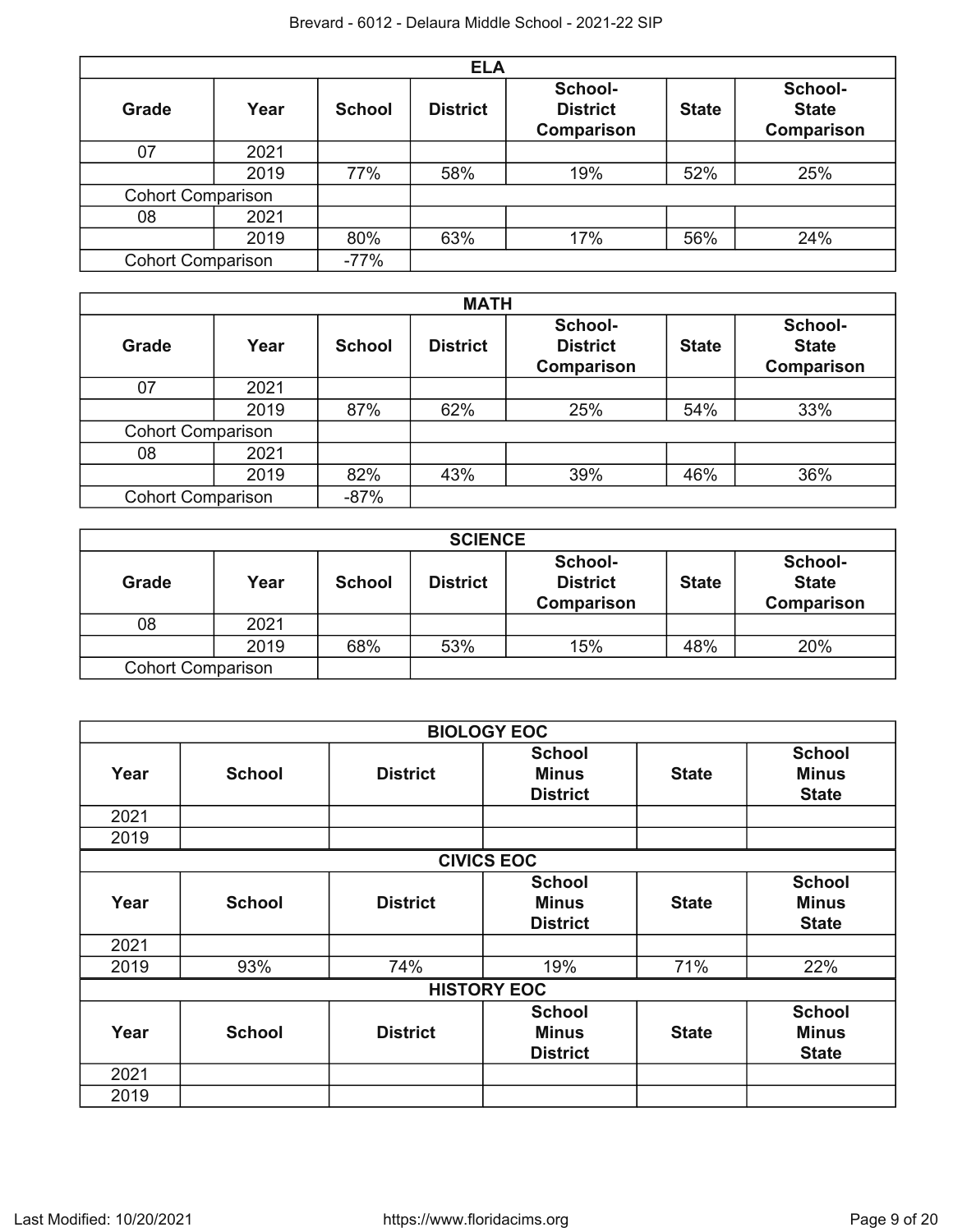| ELA | | | | | | |
|---|---|---|---|---|---|---|
| **Grade** | **Year** | **School** | **District** | **School-District Comparison** | **State** | **School-State Comparison** |
| 07 | 2021 | | | | | |
| | 2019 | 77% | 58% | 19% | 52% | 25% |
| Cohort Comparison | | | | | | |
| 08 | 2021 | | | | | |
| | 2019 | 80% | 63% | 17% | 56% | 24% |
| Cohort Comparison | | -77% | | | | |

| MATH | | | | | | |
|---|---|---|---|---|---|---|
| **Grade** | **Year** | **School** | **District** | **School-District Comparison** | **State** | **School-State Comparison** |
| 07 | 2021 | | | | | |
| | 2019 | 87% | 62% | 25% | 54% | 33% |
| Cohort Comparison | | | | | | |
| 08 | 2021 | | | | | |
| | 2019 | 82% | 43% | 39% | 46% | 36% |
| Cohort Comparison | | -87% | | | | |

| SCIENCE | | | | | | |
|---|---|---|---|---|---|---|
| **Grade** | **Year** | **School** | **District** | **School-District Comparison** | **State** | **School-State Comparison** |
| 08 | 2021 | | | | | |
| | 2019 | 68% | 53% | 15% | 48% | 20% |
| Cohort Comparison | | | | | | |

| BIOLOGY EOC | | | | | |
|---|---|---|---|---|---|
| **Year** | **School** | **District** | **School Minus District** | **State** | **School Minus State** |
| 2021 | | | | | |
| 2019 | | | | | |

| CIVICS EOC | | | | | |
|---|---|---|---|---|---|
| **Year** | **School** | **District** | **School Minus District** | **State** | **School Minus State** |
| 2021 | | | | | |
| 2019 | 93% | 74% | 19% | 71% | 22% |

| HISTORY EOC | | | | | |
|---|---|---|---|---|---|
| **Year** | **School** | **District** | **School Minus District** | **State** | **School Minus State** |
| 2021 | | | | | |
| 2019 | | | | | |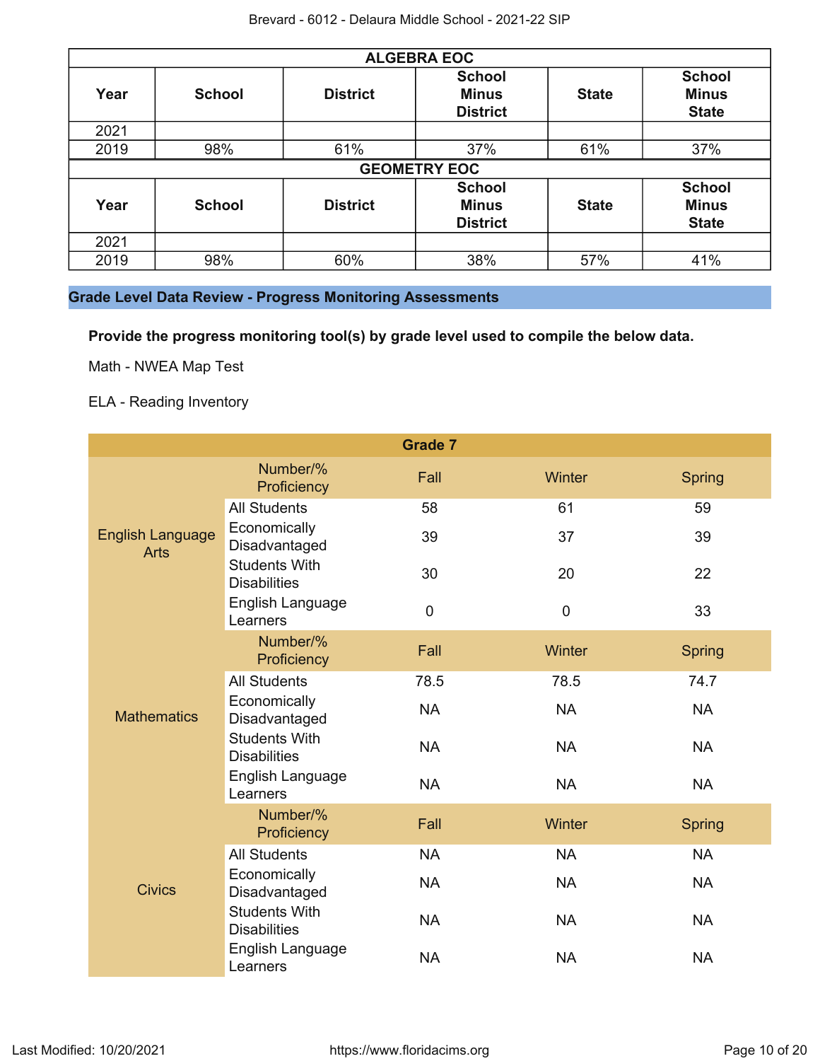| ALGEBRA EOC | | | | | |
|---|---|---|---|---|---|
| **Year** | **School** | **District** | **School Minus District** | **State** | **School Minus State** |
| 2021 | | | | | |
| 2019 | 98% | 61% | 37% | 61% | 37% |

| GEOMETRY EOC | | | | | |
|---|---|---|---|---|---|
| **Year** | **School** | **District** | **School Minus District** | **State** | **School Minus State** |
| 2021 | | | | | |
| 2019 | 98% | 60% | 38% | 57% | 41% |

## Grade Level Data Review - Progress Monitoring Assessments

**Provide the progress monitoring tool(s) by grade level used to compile the below data.**

Math - NWEA Map Test

ELA - Reading Inventory

| Grade 7 | | | | |
|---|---|---|---|---|
| | Number/% Proficiency | Fall | Winter | Spring |
| English Language Arts | All Students | 58 | 61 | 59 |
| | Economically Disadvantaged | 39 | 37 | 39 |
| | Students With Disabilities | 30 | 20 | 22 |
| | English Language Learners | 0 | 0 | 33 |
| | Number/% Proficiency | Fall | Winter | Spring |
| Mathematics | All Students | 78.5 | 78.5 | 74.7 |
| | Economically Disadvantaged | NA | NA | NA |
| | Students With Disabilities | NA | NA | NA |
| | English Language Learners | NA | NA | NA |
| | Number/% Proficiency | Fall | Winter | Spring |
| Civics | All Students | NA | NA | NA |
| | Economically Disadvantaged | NA | NA | NA |
| | Students With Disabilities | NA | NA | NA |
| | English Language Learners | NA | NA | NA |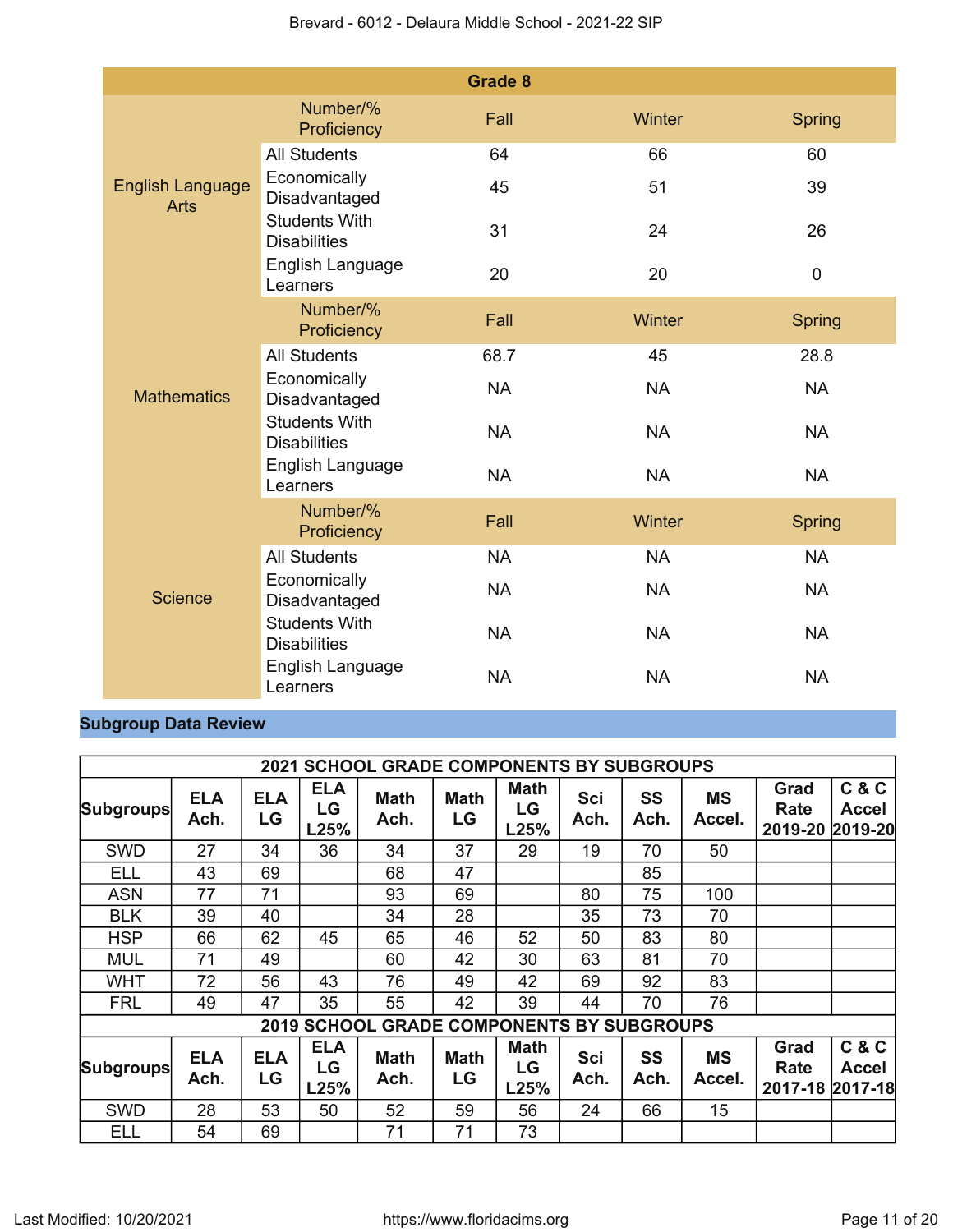| Grade 8 | | | | |
|---|---|---|---|---|
| | Number/% Proficiency | Fall | Winter | Spring |
| English Language Arts | All Students | 64 | 66 | 60 |
| | Economically Disadvantaged | 45 | 51 | 39 |
| | Students With Disabilities | 31 | 24 | 26 |
| | English Language Learners | 20 | 20 | 0 |
| | Number/% Proficiency | Fall | Winter | Spring |
| Mathematics | All Students | 68.7 | 45 | 28.8 |
| | Economically Disadvantaged | NA | NA | NA |
| | Students With Disabilities | NA | NA | NA |
| | English Language Learners | NA | NA | NA |
| | Number/% Proficiency | Fall | Winter | Spring |
| Science | All Students | NA | NA | NA |
| | Economically Disadvantaged | NA | NA | NA |
| | Students With Disabilities | NA | NA | NA |
| | English Language Learners | NA | NA | NA |

## Subgroup Data Review

| 2021 SCHOOL GRADE COMPONENTS BY SUBGROUPS | | | | | | | | | | | |
|---|---|---|---|---|---|---|---|---|---|---|---|
| Subgroups | ELA Ach. | ELA LG | ELA LG L25% | Math Ach. | Math LG | Math LG L25% | Sci Ach. | SS Ach. | MS Accel. | Grad Rate 2019-20 | C & C Accel 2019-20 |
| SWD | 27 | 34 | 36 | 34 | 37 | 29 | 19 | 70 | 50 | | |
| ELL | 43 | 69 | | 68 | 47 | | | 85 | | | |
| ASN | 77 | 71 | | 93 | 69 | | 80 | 75 | 100 | | |
| BLK | 39 | 40 | | 34 | 28 | | 35 | 73 | 70 | | |
| HSP | 66 | 62 | 45 | 65 | 46 | 52 | 50 | 83 | 80 | | |
| MUL | 71 | 49 | | 60 | 42 | 30 | 63 | 81 | 70 | | |
| WHT | 72 | 56 | 43 | 76 | 49 | 42 | 69 | 92 | 83 | | |
| FRL | 49 | 47 | 35 | 55 | 42 | 39 | 44 | 70 | 76 | | |

| 2019 SCHOOL GRADE COMPONENTS BY SUBGROUPS | | | | | | | | | | | |
|---|---|---|---|---|---|---|---|---|---|---|---|
| Subgroups | ELA Ach. | ELA LG | ELA LG L25% | Math Ach. | Math LG | Math LG L25% | Sci Ach. | SS Ach. | MS Accel. | Grad Rate 2017-18 | C & C Accel 2017-18 |
| SWD | 28 | 53 | 50 | 52 | 59 | 56 | 24 | 66 | 15 | | |
| ELL | 54 | 69 | | 71 | 71 | 73 | | | | | |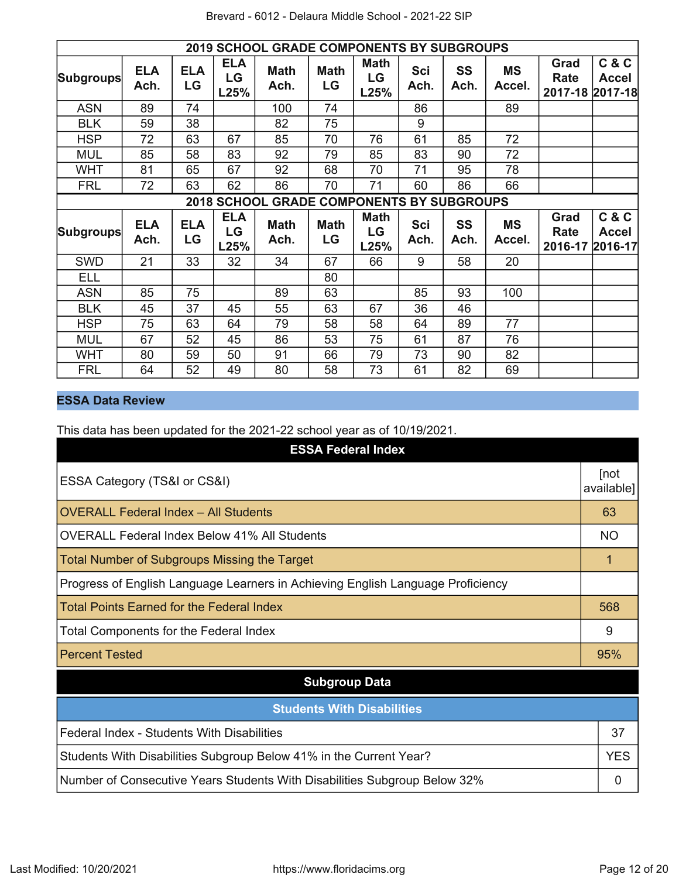| 2019 SCHOOL GRADE COMPONENTS BY SUBGROUPS | | | | | | | | | | | |
|---|---|---|---|---|---|---|---|---|---|---|---|
| Subgroups | ELA Ach. | ELA LG | ELA LG L25% | Math Ach. | Math LG | Math LG L25% | Sci Ach. | SS Ach. | MS Accel. | Grad Rate 2017-18 | C & C Accel 2017-18 |
| ASN | 89 | 74 | | 100 | 74 | | 86 | | 89 | | |
| BLK | 59 | 38 | | 82 | 75 | | 9 | | | | |
| HSP | 72 | 63 | 67 | 85 | 70 | 76 | 61 | 85 | 72 | | |
| MUL | 85 | 58 | 83 | 92 | 79 | 85 | 83 | 90 | 72 | | |
| WHT | 81 | 65 | 67 | 92 | 68 | 70 | 71 | 95 | 78 | | |
| FRL | 72 | 63 | 62 | 86 | 70 | 71 | 60 | 86 | 66 | | |

| 2018 SCHOOL GRADE COMPONENTS BY SUBGROUPS | | | | | | | | | | | |
|---|---|---|---|---|---|---|---|---|---|---|---|
| Subgroups | ELA Ach. | ELA LG | ELA LG L25% | Math Ach. | Math LG | Math LG L25% | Sci Ach. | SS Ach. | MS Accel. | Grad Rate 2016-17 | C & C Accel 2016-17 |
| SWD | 21 | 33 | 32 | 34 | 67 | 66 | 9 | 58 | 20 | | |
| ELL | | | | | 80 | | | | | | |
| ASN | 85 | 75 | | 89 | 63 | | 85 | 93 | 100 | | |
| BLK | 45 | 37 | 45 | 55 | 63 | 67 | 36 | 46 | | | |
| HSP | 75 | 63 | 64 | 79 | 58 | 58 | 64 | 89 | 77 | | |
| MUL | 67 | 52 | 45 | 86 | 53 | 75 | 61 | 87 | 76 | | |
| WHT | 80 | 59 | 50 | 91 | 66 | 79 | 73 | 90 | 82 | | |
| FRL | 64 | 52 | 49 | 80 | 58 | 73 | 61 | 82 | 69 | | |

## ESSA Data Review

This data has been updated for the 2021-22 school year as of 10/19/2021.

| ESSA Federal Index | |
|---|---|
| ESSA Category (TS&I or CS&I) | [not available] |
| OVERALL Federal Index – All Students | 63 |
| OVERALL Federal Index Below 41% All Students | NO |
| Total Number of Subgroups Missing the Target | 1 |
| Progress of English Language Learners in Achieving English Language Proficiency | |
| Total Points Earned for the Federal Index | 568 |
| Total Components for the Federal Index | 9 |
| Percent Tested | 95% |

### Subgroup Data

| Students With Disabilities | |
|---|---|
| Federal Index - Students With Disabilities | 37 |
| Students With Disabilities Subgroup Below 41% in the Current Year? | YES |
| Number of Consecutive Years Students With Disabilities Subgroup Below 32% | 0 |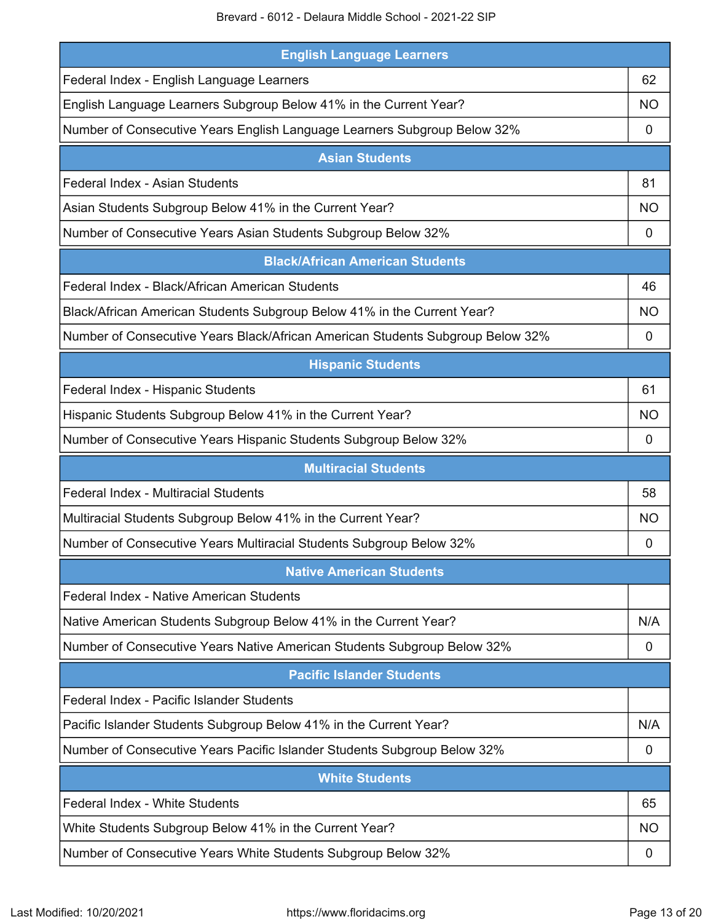| English Language Learners | |
|---|---|
| Federal Index - English Language Learners | 62 |
| English Language Learners Subgroup Below 41% in the Current Year? | NO |
| Number of Consecutive Years English Language Learners Subgroup Below 32% | 0 |

| Asian Students | |
|---|---|
| Federal Index - Asian Students | 81 |
| Asian Students Subgroup Below 41% in the Current Year? | NO |
| Number of Consecutive Years Asian Students Subgroup Below 32% | 0 |

| Black/African American Students | |
|---|---|
| Federal Index - Black/African American Students | 46 |
| Black/African American Students Subgroup Below 41% in the Current Year? | NO |
| Number of Consecutive Years Black/African American Students Subgroup Below 32% | 0 |

| Hispanic Students | |
|---|---|
| Federal Index - Hispanic Students | 61 |
| Hispanic Students Subgroup Below 41% in the Current Year? | NO |
| Number of Consecutive Years Hispanic Students Subgroup Below 32% | 0 |

| Multiracial Students | |
|---|---|
| Federal Index - Multiracial Students | 58 |
| Multiracial Students Subgroup Below 41% in the Current Year? | NO |
| Number of Consecutive Years Multiracial Students Subgroup Below 32% | 0 |

| Native American Students | |
|---|---|
| Federal Index - Native American Students | |
| Native American Students Subgroup Below 41% in the Current Year? | N/A |
| Number of Consecutive Years Native American Students Subgroup Below 32% | 0 |

| Pacific Islander Students | |
|---|---|
| Federal Index - Pacific Islander Students | |
| Pacific Islander Students Subgroup Below 41% in the Current Year? | N/A |
| Number of Consecutive Years Pacific Islander Students Subgroup Below 32% | 0 |

| White Students | |
|---|---|
| Federal Index - White Students | 65 |
| White Students Subgroup Below 41% in the Current Year? | NO |
| Number of Consecutive Years White Students Subgroup Below 32% | 0 |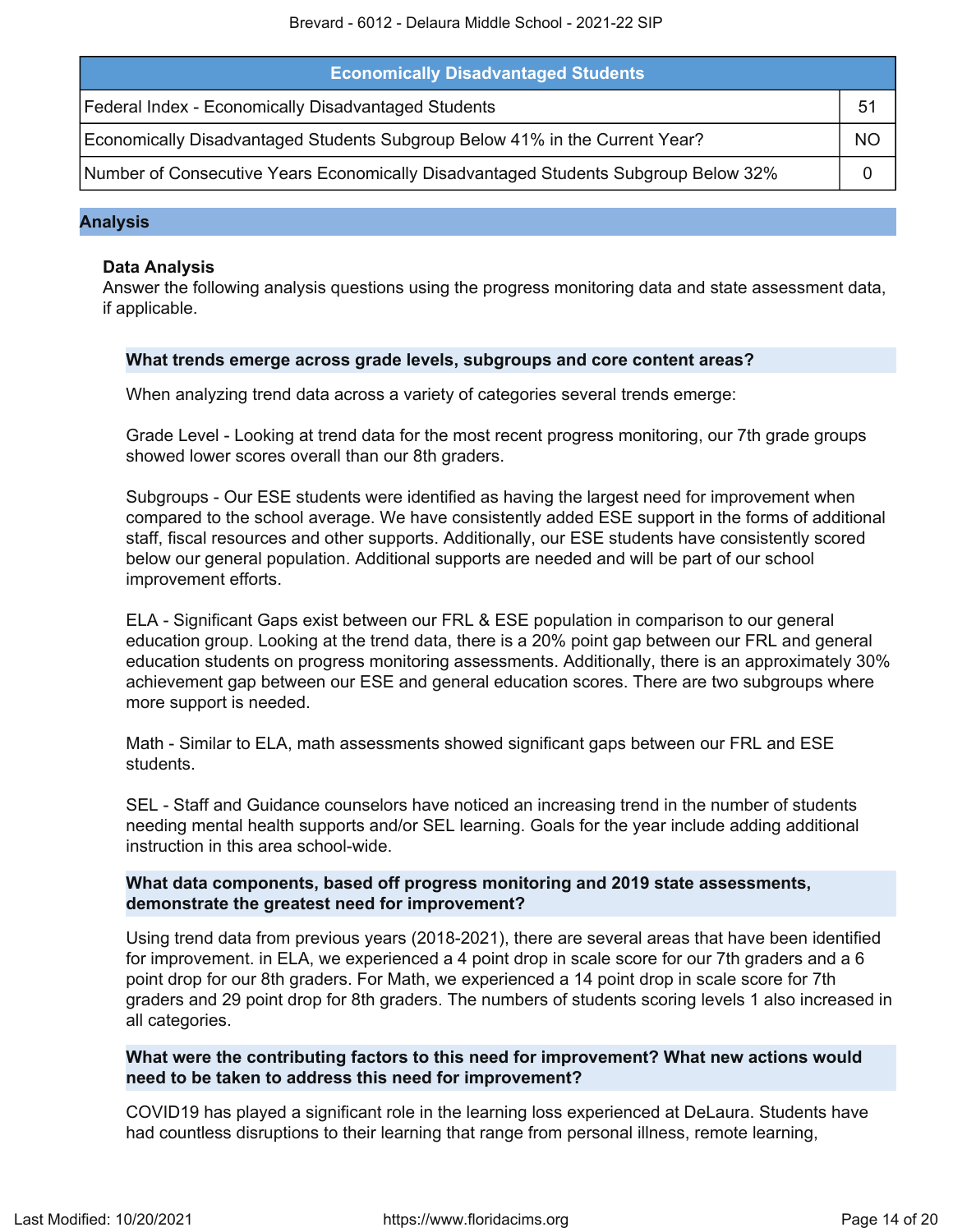| Economically Disadvantaged Students | |
|---|---|
| Federal Index - Economically Disadvantaged Students | 51 |
| Economically Disadvantaged Students Subgroup Below 41% in the Current Year? | NO |
| Number of Consecutive Years Economically Disadvantaged Students Subgroup Below 32% | 0 |

## Analysis

### Data Analysis

Answer the following analysis questions using the progress monitoring data and state assessment data, if applicable.

**What trends emerge across grade levels, subgroups and core content areas?**

When analyzing trend data across a variety of categories several trends emerge:

Grade Level - Looking at trend data for the most recent progress monitoring, our 7th grade groups showed lower scores overall than our 8th graders.

Subgroups - Our ESE students were identified as having the largest need for improvement when compared to the school average. We have consistently added ESE support in the forms of additional staff, fiscal resources and other supports. Additionally, our ESE students have consistently scored below our general population. Additional supports are needed and will be part of our school improvement efforts.

ELA - Significant Gaps exist between our FRL & ESE population in comparison to our general education group. Looking at the trend data, there is a 20% point gap between our FRL and general education students on progress monitoring assessments. Additionally, there is an approximately 30% achievement gap between our ESE and general education scores. There are two subgroups where more support is needed.

Math - Similar to ELA, math assessments showed significant gaps between our FRL and ESE students.

SEL - Staff and Guidance counselors have noticed an increasing trend in the number of students needing mental health supports and/or SEL learning. Goals for the year include adding additional instruction in this area school-wide.

**What data components, based off progress monitoring and 2019 state assessments, demonstrate the greatest need for improvement?**

Using trend data from previous years (2018-2021), there are several areas that have been identified for improvement. in ELA, we experienced a 4 point drop in scale score for our 7th graders and a 6 point drop for our 8th graders. For Math, we experienced a 14 point drop in scale score for 7th graders and 29 point drop for 8th graders. The numbers of students scoring levels 1 also increased in all categories.

**What were the contributing factors to this need for improvement? What new actions would need to be taken to address this need for improvement?**

COVID19 has played a significant role in the learning loss experienced at DeLaura. Students have had countless disruptions to their learning that range from personal illness, remote learning,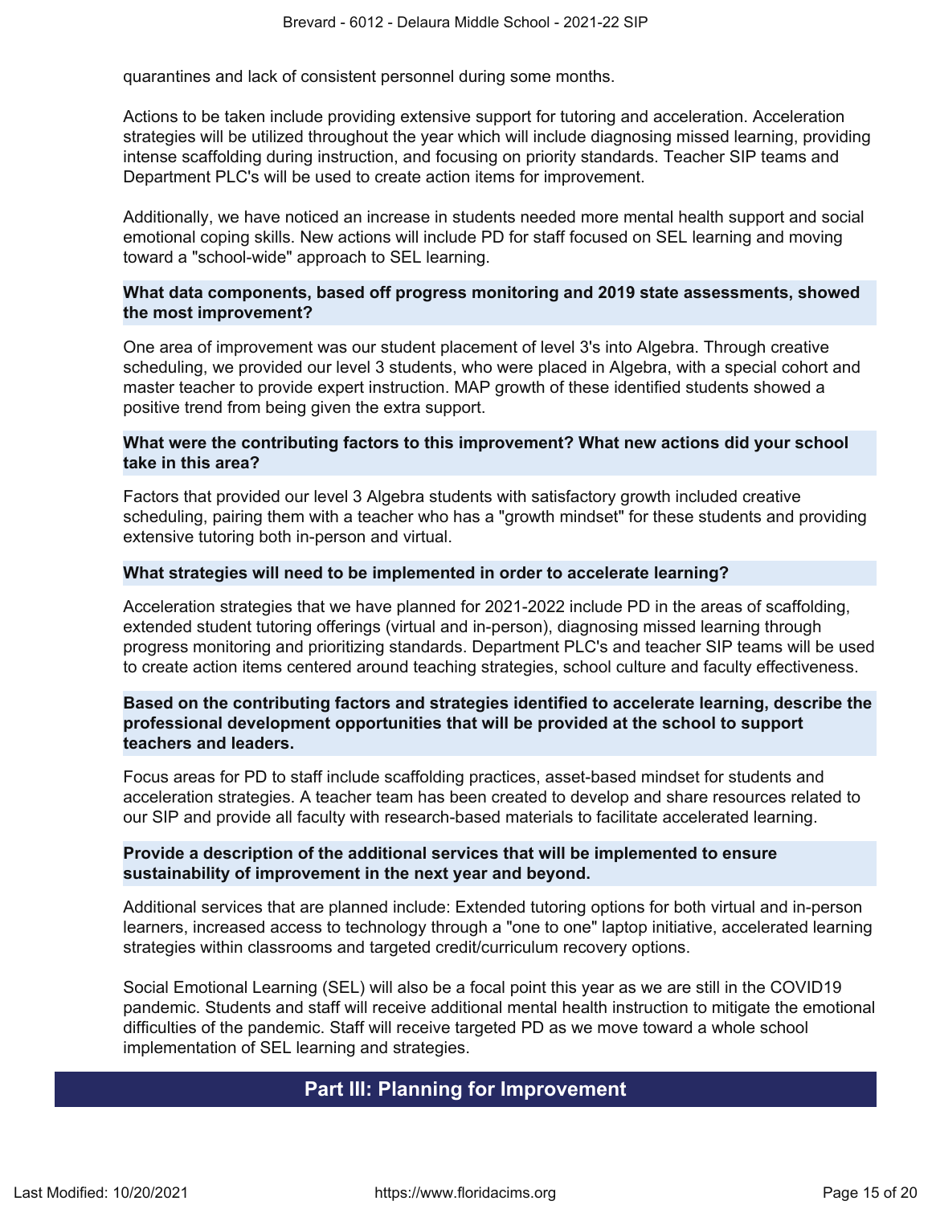quarantines and lack of consistent personnel during some months.

Actions to be taken include providing extensive support for tutoring and acceleration. Acceleration strategies will be utilized throughout the year which will include diagnosing missed learning, providing intense scaffolding during instruction, and focusing on priority standards. Teacher SIP teams and Department PLC's will be used to create action items for improvement.

Additionally, we have noticed an increase in students needed more mental health support and social emotional coping skills. New actions will include PD for staff focused on SEL learning and moving toward a "school-wide" approach to SEL learning.

**What data components, based off progress monitoring and 2019 state assessments, showed the most improvement?**

One area of improvement was our student placement of level 3's into Algebra. Through creative scheduling, we provided our level 3 students, who were placed in Algebra, with a special cohort and master teacher to provide expert instruction. MAP growth of these identified students showed a positive trend from being given the extra support.

**What were the contributing factors to this improvement? What new actions did your school take in this area?**

Factors that provided our level 3 Algebra students with satisfactory growth included creative scheduling, pairing them with a teacher who has a "growth mindset" for these students and providing extensive tutoring both in-person and virtual.

**What strategies will need to be implemented in order to accelerate learning?**

Acceleration strategies that we have planned for 2021-2022 include PD in the areas of scaffolding, extended student tutoring offerings (virtual and in-person), diagnosing missed learning through progress monitoring and prioritizing standards. Department PLC's and teacher SIP teams will be used to create action items centered around teaching strategies, school culture and faculty effectiveness.

**Based on the contributing factors and strategies identified to accelerate learning, describe the professional development opportunities that will be provided at the school to support teachers and leaders.**

Focus areas for PD to staff include scaffolding practices, asset-based mindset for students and acceleration strategies. A teacher team has been created to develop and share resources related to our SIP and provide all faculty with research-based materials to facilitate accelerated learning.

**Provide a description of the additional services that will be implemented to ensure sustainability of improvement in the next year and beyond.**

Additional services that are planned include: Extended tutoring options for both virtual and in-person learners, increased access to technology through a "one to one" laptop initiative, accelerated learning strategies within classrooms and targeted credit/curriculum recovery options.

Social Emotional Learning (SEL) will also be a focal point this year as we are still in the COVID19 pandemic. Students and staff will receive additional mental health instruction to mitigate the emotional difficulties of the pandemic. Staff will receive targeted PD as we move toward a whole school implementation of SEL learning and strategies.

## Part III: Planning for Improvement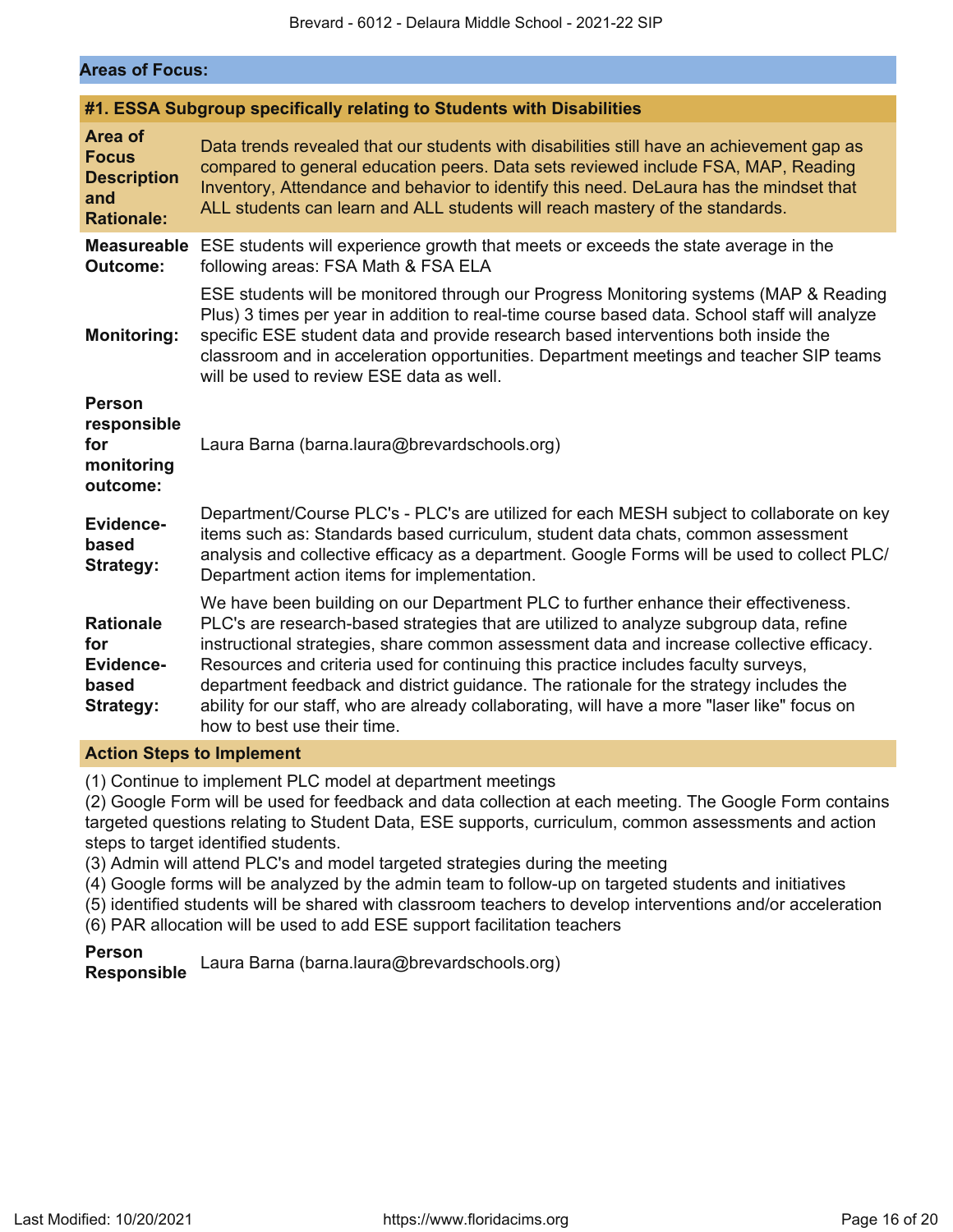## Areas of Focus:

### #1. ESSA Subgroup specifically relating to Students with Disabilities

| | |
|---|---|
| **Area of Focus Description and Rationale:** | Data trends revealed that our students with disabilities still have an achievement gap as compared to general education peers. Data sets reviewed include FSA, MAP, Reading Inventory, Attendance and behavior to identify this need. DeLaura has the mindset that ALL students can learn and ALL students will reach mastery of the standards. |
| **Measureable Outcome:** | ESE students will experience growth that meets or exceeds the state average in the following areas: FSA Math & FSA ELA |
| **Monitoring:** | ESE students will be monitored through our Progress Monitoring systems (MAP & Reading Plus) 3 times per year in addition to real-time course based data. School staff will analyze specific ESE student data and provide research based interventions both inside the classroom and in acceleration opportunities. Department meetings and teacher SIP teams will be used to review ESE data as well. |
| **Person responsible for monitoring outcome:** | Laura Barna (barna.laura@brevardschools.org) |
| **Evidence-based Strategy:** | Department/Course PLC's - PLC's are utilized for each MESH subject to collaborate on key items such as: Standards based curriculum, student data chats, common assessment analysis and collective efficacy as a department. Google Forms will be used to collect PLC/ Department action items for implementation. |
| **Rationale for Evidence-based Strategy:** | We have been building on our Department PLC to further enhance their effectiveness. PLC's are research-based strategies that are utilized to analyze subgroup data, refine instructional strategies, share common assessment data and increase collective efficacy. Resources and criteria used for continuing this practice includes faculty surveys, department feedback and district guidance. The rationale for the strategy includes the ability for our staff, who are already collaborating, will have a more "laser like" focus on how to best use their time. |

**Action Steps to Implement**

(1) Continue to implement PLC model at department meetings
(2) Google Form will be used for feedback and data collection at each meeting. The Google Form contains targeted questions relating to Student Data, ESE supports, curriculum, common assessments and action steps to target identified students.
(3) Admin will attend PLC's and model targeted strategies during the meeting
(4) Google forms will be analyzed by the admin team to follow-up on targeted students and initiatives
(5) identified students will be shared with classroom teachers to develop interventions and/or acceleration
(6) PAR allocation will be used to add ESE support facilitation teachers

**Person Responsible** Laura Barna (barna.laura@brevardschools.org)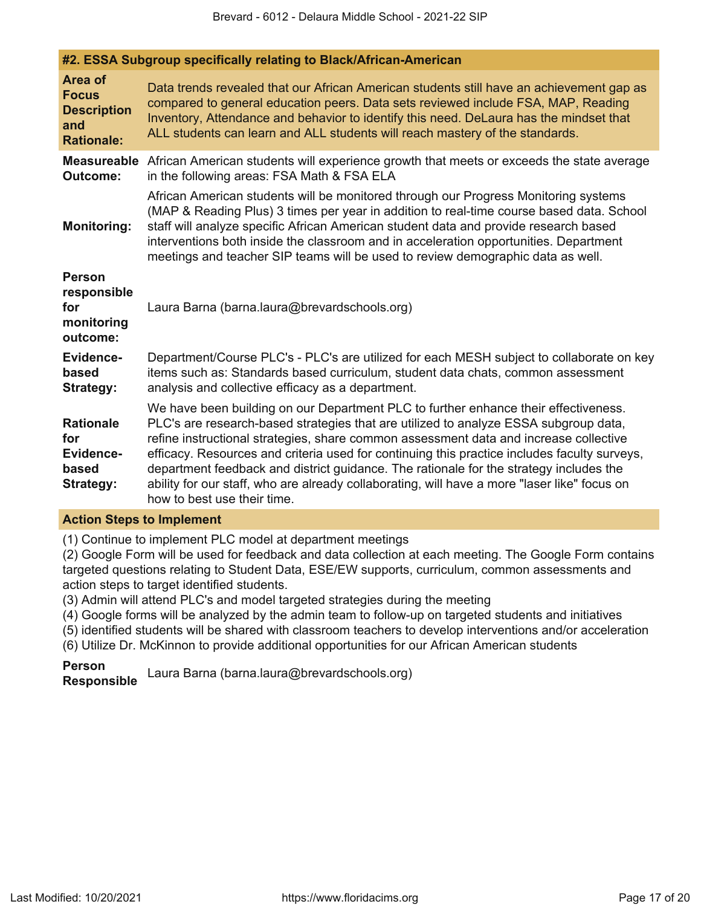### #2. ESSA Subgroup specifically relating to Black/African-American

| | |
|---|---|
| **Area of Focus Description and Rationale:** | Data trends revealed that our African American students still have an achievement gap as compared to general education peers. Data sets reviewed include FSA, MAP, Reading Inventory, Attendance and behavior to identify this need. DeLaura has the mindset that ALL students can learn and ALL students will reach mastery of the standards. |
| **Measureable Outcome:** | African American students will experience growth that meets or exceeds the state average in the following areas: FSA Math & FSA ELA |
| **Monitoring:** | African American students will be monitored through our Progress Monitoring systems (MAP & Reading Plus) 3 times per year in addition to real-time course based data. School staff will analyze specific African American student data and provide research based interventions both inside the classroom and in acceleration opportunities. Department meetings and teacher SIP teams will be used to review demographic data as well. |
| **Person responsible for monitoring outcome:** | Laura Barna (barna.laura@brevardschools.org) |
| **Evidence-based Strategy:** | Department/Course PLC's - PLC's are utilized for each MESH subject to collaborate on key items such as: Standards based curriculum, student data chats, common assessment analysis and collective efficacy as a department. |
| **Rationale for Evidence-based Strategy:** | We have been building on our Department PLC to further enhance their effectiveness. PLC's are research-based strategies that are utilized to analyze ESSA subgroup data, refine instructional strategies, share common assessment data and increase collective efficacy. Resources and criteria used for continuing this practice includes faculty surveys, department feedback and district guidance. The rationale for the strategy includes the ability for our staff, who are already collaborating, will have a more "laser like" focus on how to best use their time. |

**Action Steps to Implement**

(1) Continue to implement PLC model at department meetings
(2) Google Form will be used for feedback and data collection at each meeting. The Google Form contains targeted questions relating to Student Data, ESE/EW supports, curriculum, common assessments and action steps to target identified students.
(3) Admin will attend PLC's and model targeted strategies during the meeting
(4) Google forms will be analyzed by the admin team to follow-up on targeted students and initiatives
(5) identified students will be shared with classroom teachers to develop interventions and/or acceleration
(6) Utilize Dr. McKinnon to provide additional opportunities for our African American students

**Person Responsible** Laura Barna (barna.laura@brevardschools.org)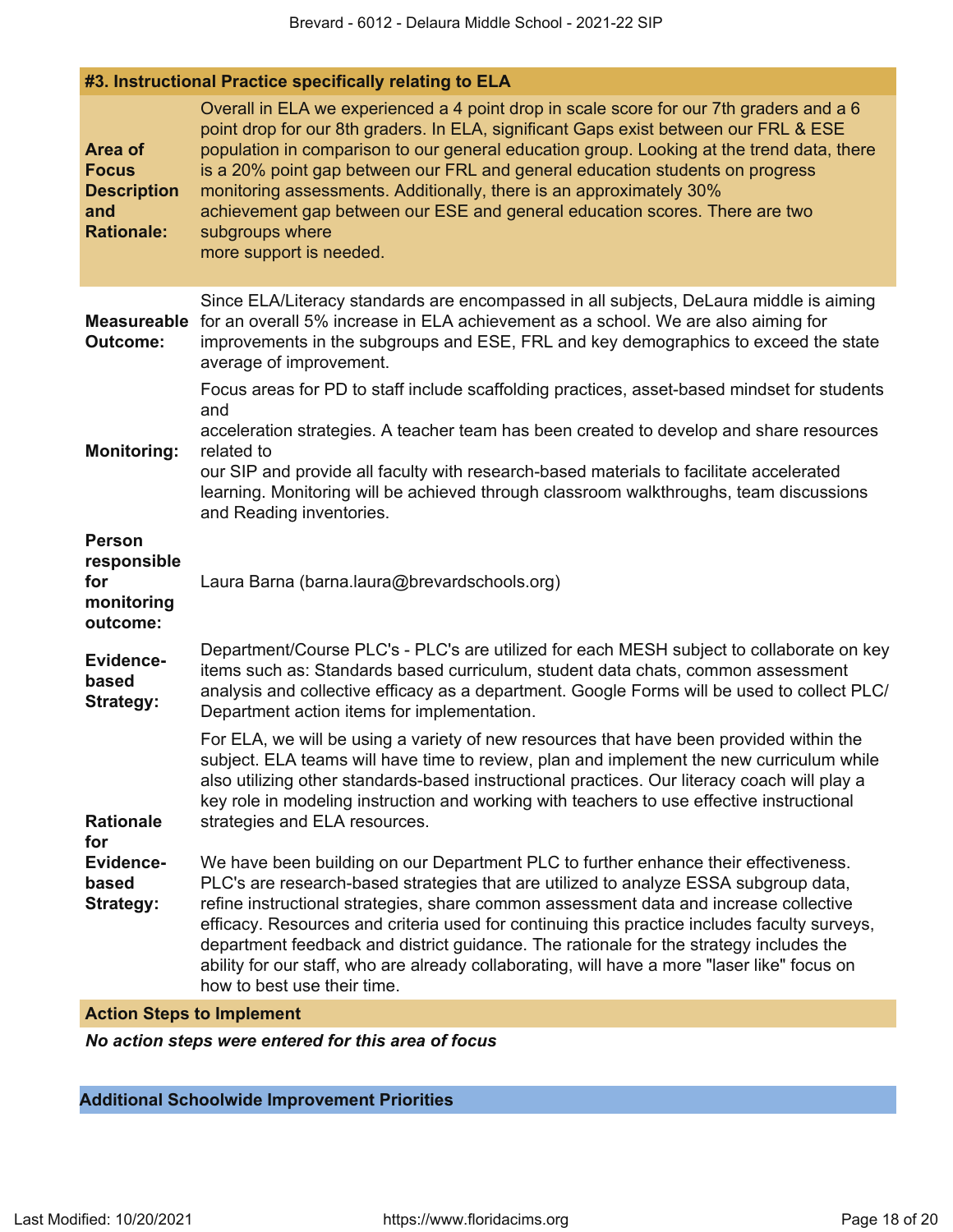### #3. Instructional Practice specifically relating to ELA

| | |
|---|---|
| **Area of Focus Description and Rationale:** | Overall in ELA we experienced a 4 point drop in scale score for our 7th graders and a 6 point drop for our 8th graders. In ELA, significant Gaps exist between our FRL & ESE population in comparison to our general education group. Looking at the trend data, there is a 20% point gap between our FRL and general education students on progress monitoring assessments. Additionally, there is an approximately 30% achievement gap between our ESE and general education scores. There are two subgroups where more support is needed. |
| **Measureable Outcome:** | Since ELA/Literacy standards are encompassed in all subjects, DeLaura middle is aiming for an overall 5% increase in ELA achievement as a school. We are also aiming for improvements in the subgroups and ESE, FRL and key demographics to exceed the state average of improvement. |
| **Monitoring:** | Focus areas for PD to staff include scaffolding practices, asset-based mindset for students and acceleration strategies. A teacher team has been created to develop and share resources related to our SIP and provide all faculty with research-based materials to facilitate accelerated learning. Monitoring will be achieved through classroom walkthroughs, team discussions and Reading inventories. |
| **Person responsible for monitoring outcome:** | Laura Barna (barna.laura@brevardschools.org) |
| **Evidence-based Strategy:** | Department/Course PLC's - PLC's are utilized for each MESH subject to collaborate on key items such as: Standards based curriculum, student data chats, common assessment analysis and collective efficacy as a department. Google Forms will be used to collect PLC/ Department action items for implementation. |
| **Rationale for Evidence-based Strategy:** | For ELA, we will be using a variety of new resources that have been provided within the subject. ELA teams will have time to review, plan and implement the new curriculum while also utilizing other standards-based instructional practices. Our literacy coach will play a key role in modeling instruction and working with teachers to use effective instructional strategies and ELA resources.<br><br>We have been building on our Department PLC to further enhance their effectiveness. PLC's are research-based strategies that are utilized to analyze ESSA subgroup data, refine instructional strategies, share common assessment data and increase collective efficacy. Resources and criteria used for continuing this practice includes faculty surveys, department feedback and district guidance. The rationale for the strategy includes the ability for our staff, who are already collaborating, will have a more "laser like" focus on how to best use their time. |

**Action Steps to Implement**

***No action steps were entered for this area of focus***

## Additional Schoolwide Improvement Priorities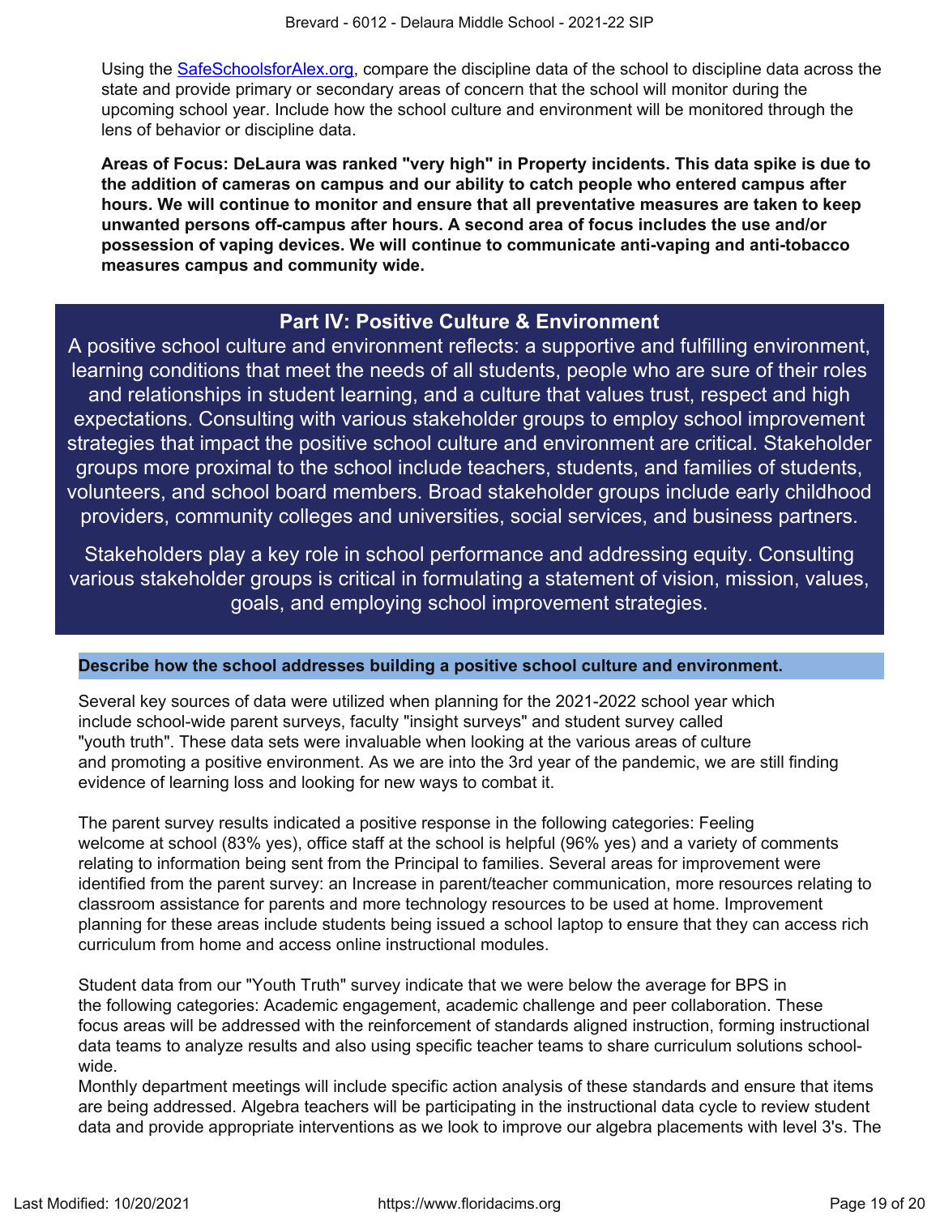Using the [SafeSchoolsforAlex.org](https://SafeSchoolsforAlex.org), compare the discipline data of the school to discipline data across the state and provide primary or secondary areas of concern that the school will monitor during the upcoming school year. Include how the school culture and environment will be monitored through the lens of behavior or discipline data.

**Areas of Focus: DeLaura was ranked "very high" in Property incidents. This data spike is due to the addition of cameras on campus and our ability to catch people who entered campus after hours. We will continue to monitor and ensure that all preventative measures are taken to keep unwanted persons off-campus after hours. A second area of focus includes the use and/or possession of vaping devices. We will continue to communicate anti-vaping and anti-tobacco measures campus and community wide.**

## Part IV: Positive Culture & Environment

A positive school culture and environment reflects: a supportive and fulfilling environment, learning conditions that meet the needs of all students, people who are sure of their roles and relationships in student learning, and a culture that values trust, respect and high expectations. Consulting with various stakeholder groups to employ school improvement strategies that impact the positive school culture and environment are critical. Stakeholder groups more proximal to the school include teachers, students, and families of students, volunteers, and school board members. Broad stakeholder groups include early childhood providers, community colleges and universities, social services, and business partners.

Stakeholders play a key role in school performance and addressing equity. Consulting various stakeholder groups is critical in formulating a statement of vision, mission, values, goals, and employing school improvement strategies.

### Describe how the school addresses building a positive school culture and environment.

Several key sources of data were utilized when planning for the 2021-2022 school year which include school-wide parent surveys, faculty "insight surveys" and student survey called "youth truth". These data sets were invaluable when looking at the various areas of culture and promoting a positive environment. As we are into the 3rd year of the pandemic, we are still finding evidence of learning loss and looking for new ways to combat it.

The parent survey results indicated a positive response in the following categories: Feeling welcome at school (83% yes), office staff at the school is helpful (96% yes) and a variety of comments relating to information being sent from the Principal to families. Several areas for improvement were identified from the parent survey: an Increase in parent/teacher communication, more resources relating to classroom assistance for parents and more technology resources to be used at home. Improvement planning for these areas include students being issued a school laptop to ensure that they can access rich curriculum from home and access online instructional modules.

Student data from our "Youth Truth" survey indicate that we were below the average for BPS in the following categories: Academic engagement, academic challenge and peer collaboration. These focus areas will be addressed with the reinforcement of standards aligned instruction, forming instructional data teams to analyze results and also using specific teacher teams to share curriculum solutions school-wide.
Monthly department meetings will include specific action analysis of these standards and ensure that items are being addressed. Algebra teachers will be participating in the instructional data cycle to review student data and provide appropriate interventions as we look to improve our algebra placements with level 3's. The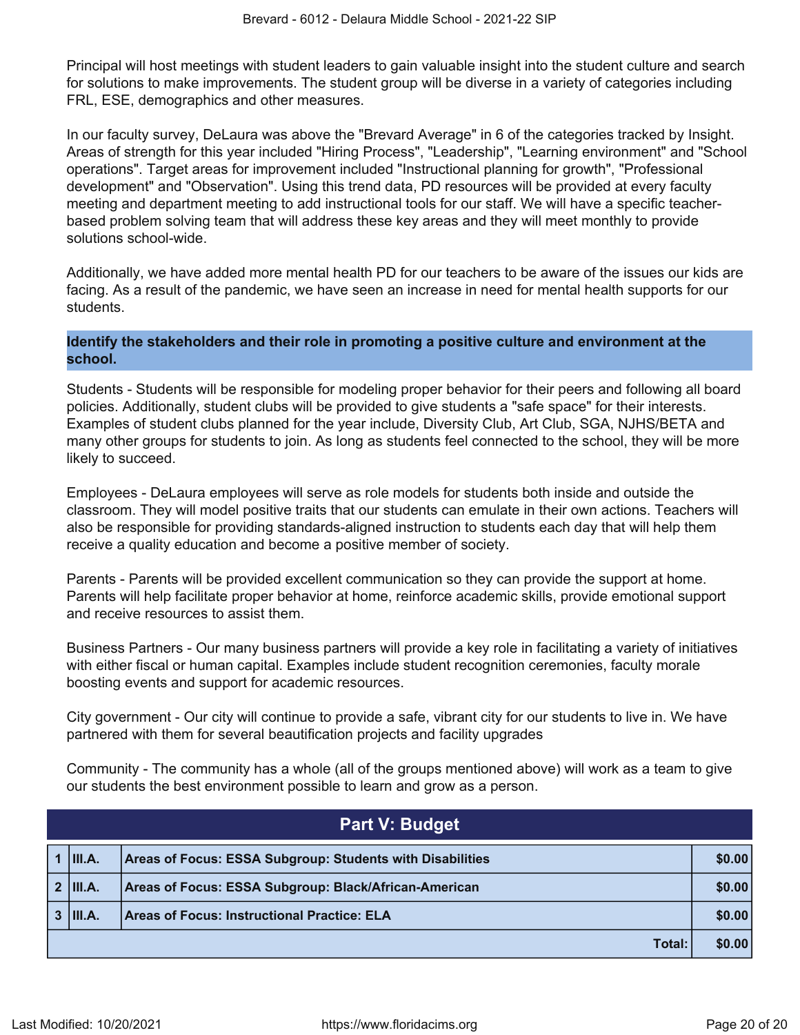Principal will host meetings with student leaders to gain valuable insight into the student culture and search for solutions to make improvements. The student group will be diverse in a variety of categories including FRL, ESE, demographics and other measures.

In our faculty survey, DeLaura was above the "Brevard Average" in 6 of the categories tracked by Insight. Areas of strength for this year included "Hiring Process", "Leadership", "Learning environment" and "School operations". Target areas for improvement included "Instructional planning for growth", "Professional development" and "Observation". Using this trend data, PD resources will be provided at every faculty meeting and department meeting to add instructional tools for our staff. We will have a specific teacher-based problem solving team that will address these key areas and they will meet monthly to provide solutions school-wide.

Additionally, we have added more mental health PD for our teachers to be aware of the issues our kids are facing. As a result of the pandemic, we have seen an increase in need for mental health supports for our students.

### Identify the stakeholders and their role in promoting a positive culture and environment at the school.

Students - Students will be responsible for modeling proper behavior for their peers and following all board policies. Additionally, student clubs will be provided to give students a "safe space" for their interests. Examples of student clubs planned for the year include, Diversity Club, Art Club, SGA, NJHS/BETA and many other groups for students to join. As long as students feel connected to the school, they will be more likely to succeed.

Employees - DeLaura employees will serve as role models for students both inside and outside the classroom. They will model positive traits that our students can emulate in their own actions. Teachers will also be responsible for providing standards-aligned instruction to students each day that will help them receive a quality education and become a positive member of society.

Parents - Parents will be provided excellent communication so they can provide the support at home. Parents will help facilitate proper behavior at home, reinforce academic skills, provide emotional support and receive resources to assist them.

Business Partners - Our many business partners will provide a key role in facilitating a variety of initiatives with either fiscal or human capital. Examples include student recognition ceremonies, faculty morale boosting events and support for academic resources.

City government - Our city will continue to provide a safe, vibrant city for our students to live in. We have partnered with them for several beautification projects and facility upgrades

Community - The community has a whole (all of the groups mentioned above) will work as a team to give our students the best environment possible to learn and grow as a person.

## Part V: Budget

| | | | |
|---|---|---|---|
| 1 | III.A. | Areas of Focus: ESSA Subgroup: Students with Disabilities | $0.00 |
| 2 | III.A. | Areas of Focus: ESSA Subgroup: Black/African-American | $0.00 |
| 3 | III.A. | Areas of Focus: Instructional Practice: ELA | $0.00 |
| | | Total: | $0.00 |